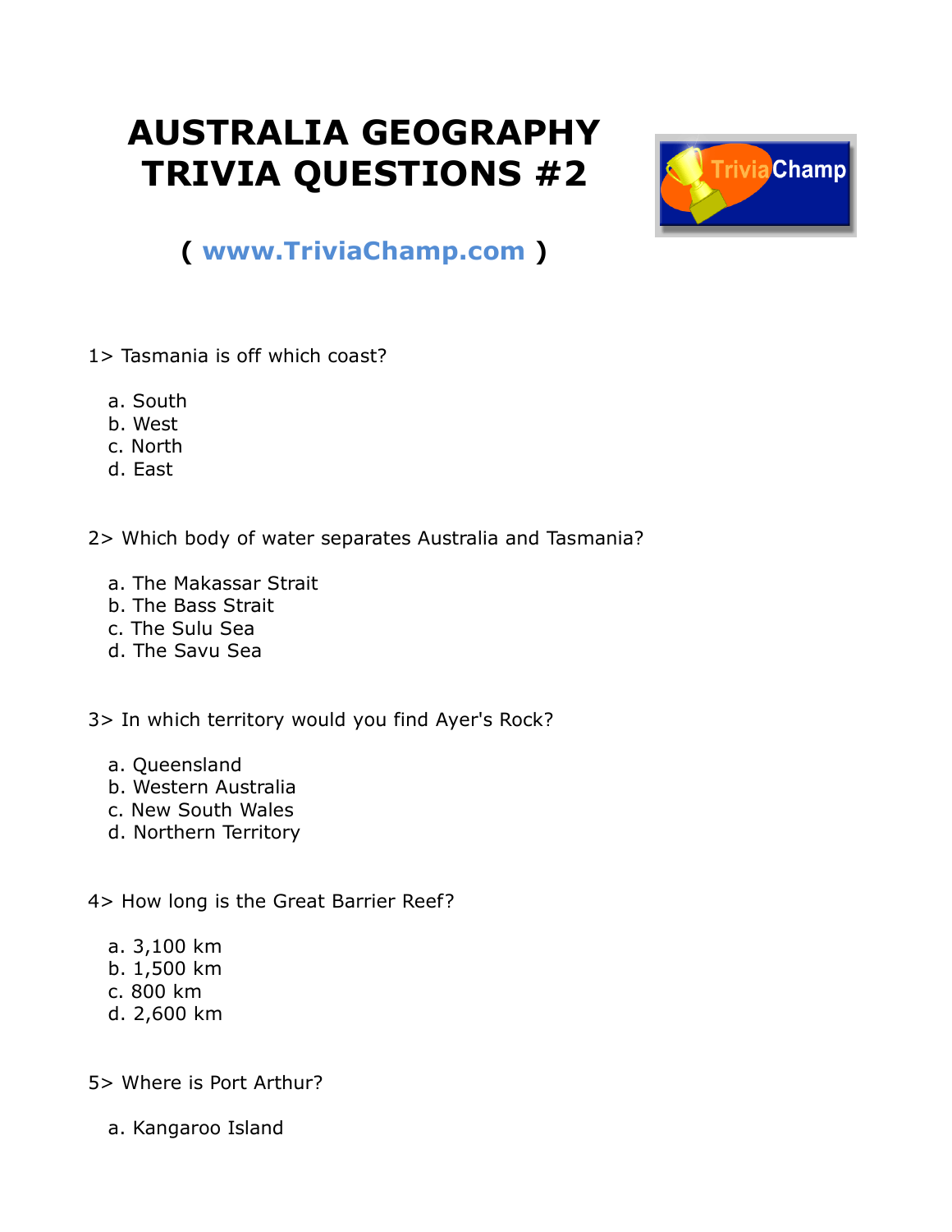# AUSTRALIA GEOGRAPHY TRIVIA QUESTIONS #2

**( www.TriviaChamp.com )**

1> Tasmania is off which coast?

a. South
b. West
c. North
d. East

2> Which body of water separates Australia and Tasmania?

a. The Makassar Strait
b. The Bass Strait
c. The Sulu Sea
d. The Savu Sea

3> In which territory would you find Ayer's Rock?

a. Queensland
b. Western Australia
c. New South Wales
d. Northern Territory

4> How long is the Great Barrier Reef?

a. 3,100 km
b. 1,500 km
c. 800 km
d. 2,600 km

5> Where is Port Arthur?

a. Kangaroo Island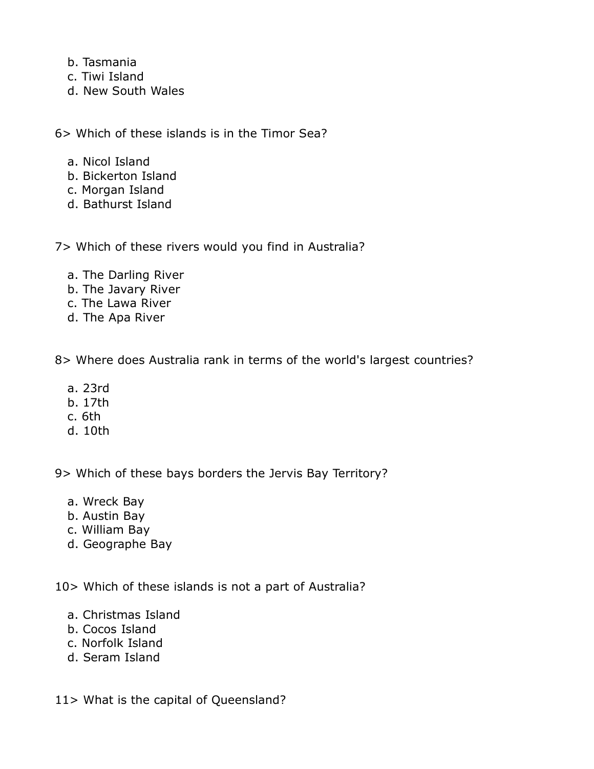b. Tasmania
c. Tiwi Island
d. New South Wales

6> Which of these islands is in the Timor Sea?

a. Nicol Island
b. Bickerton Island
c. Morgan Island
d. Bathurst Island

7> Which of these rivers would you find in Australia?

a. The Darling River
b. The Javary River
c. The Lawa River
d. The Apa River

8> Where does Australia rank in terms of the world's largest countries?

a. 23rd
b. 17th
c. 6th
d. 10th

9> Which of these bays borders the Jervis Bay Territory?

a. Wreck Bay
b. Austin Bay
c. William Bay
d. Geographe Bay

10> Which of these islands is not a part of Australia?

a. Christmas Island
b. Cocos Island
c. Norfolk Island
d. Seram Island

11> What is the capital of Queensland?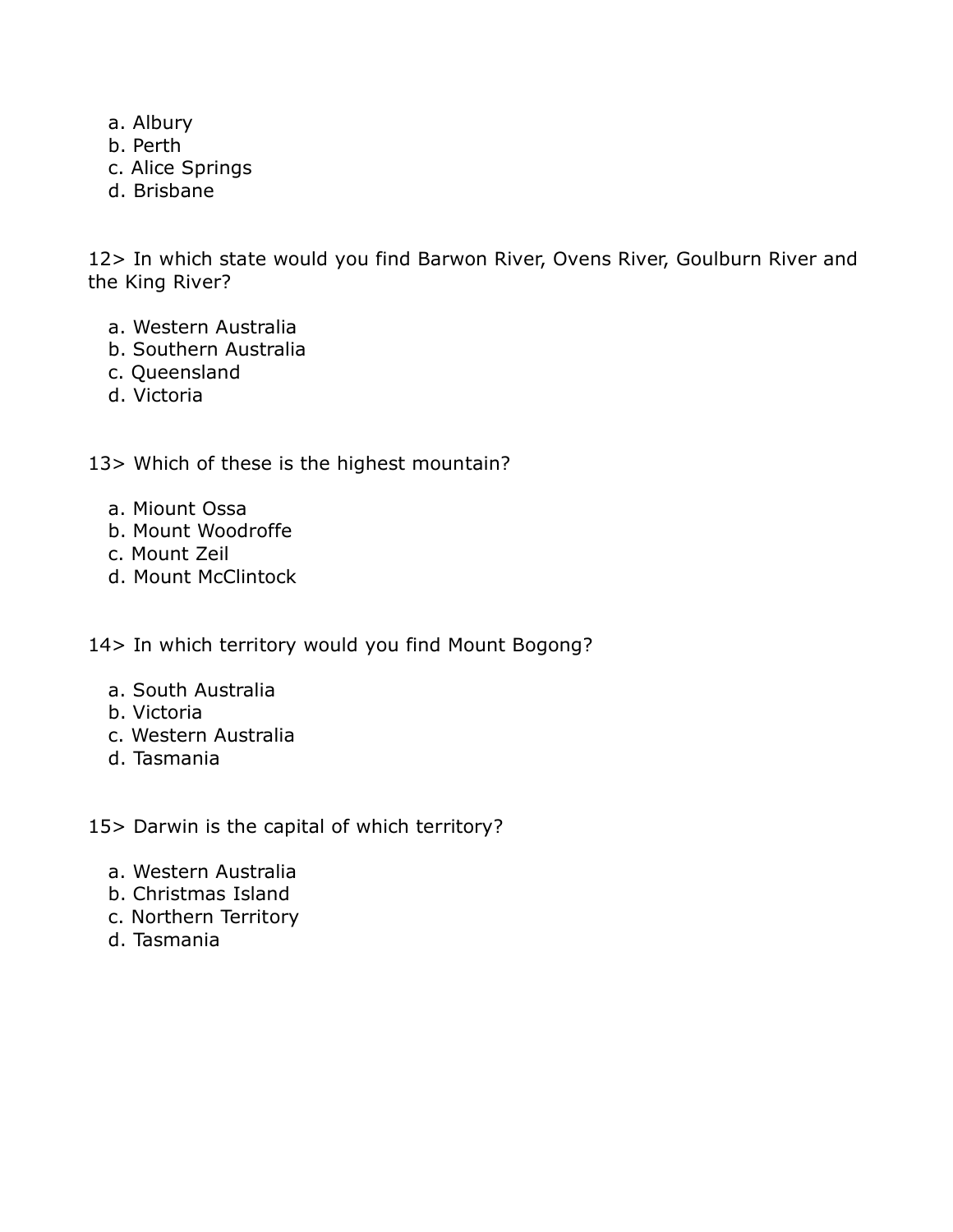a. Albury
b. Perth
c. Alice Springs
d. Brisbane

12> In which state would you find Barwon River, Ovens River, Goulburn River and the King River?

a. Western Australia
b. Southern Australia
c. Queensland
d. Victoria

13> Which of these is the highest mountain?

a. Miount Ossa
b. Mount Woodroffe
c. Mount Zeil
d. Mount McClintock

14> In which territory would you find Mount Bogong?

a. South Australia
b. Victoria
c. Western Australia
d. Tasmania

15> Darwin is the capital of which territory?

a. Western Australia
b. Christmas Island
c. Northern Territory
d. Tasmania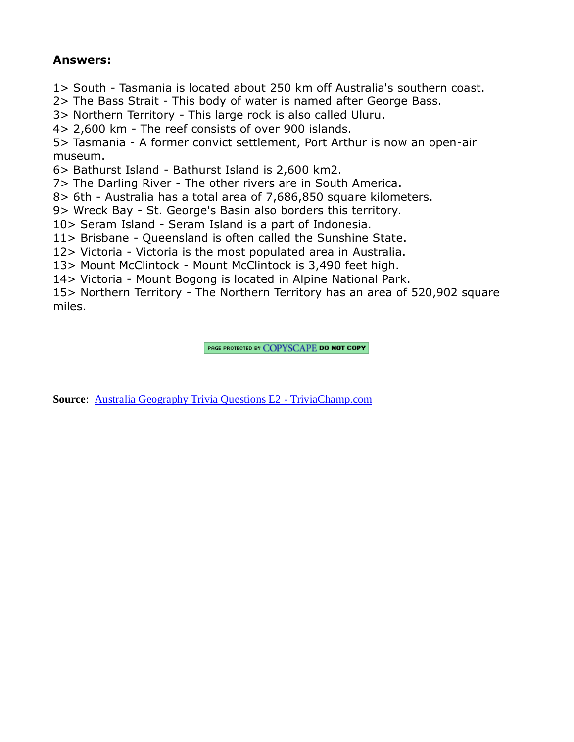**Answers:**

1> South - Tasmania is located about 250 km off Australia's southern coast.
2> The Bass Strait - This body of water is named after George Bass.
3> Northern Territory - This large rock is also called Uluru.
4> 2,600 km - The reef consists of over 900 islands.
5> Tasmania - A former convict settlement, Port Arthur is now an open-air museum.
6> Bathurst Island - Bathurst Island is 2,600 km2.
7> The Darling River - The other rivers are in South America.
8> 6th - Australia has a total area of 7,686,850 square kilometers.
9> Wreck Bay - St. George's Basin also borders this territory.
10> Seram Island - Seram Island is a part of Indonesia.
11> Brisbane - Queensland is often called the Sunshine State.
12> Victoria - Victoria is the most populated area in Australia.
13> Mount McClintock - Mount McClintock is 3,490 feet high.
14> Victoria - Mount Bogong is located in Alpine National Park.
15> Northern Territory - The Northern Territory has an area of 520,902 square miles.

PAGE PROTECTED BY COPYSCAPE DO NOT COPY

**Source**: Australia Geography Trivia Questions E2 - TriviaChamp.com